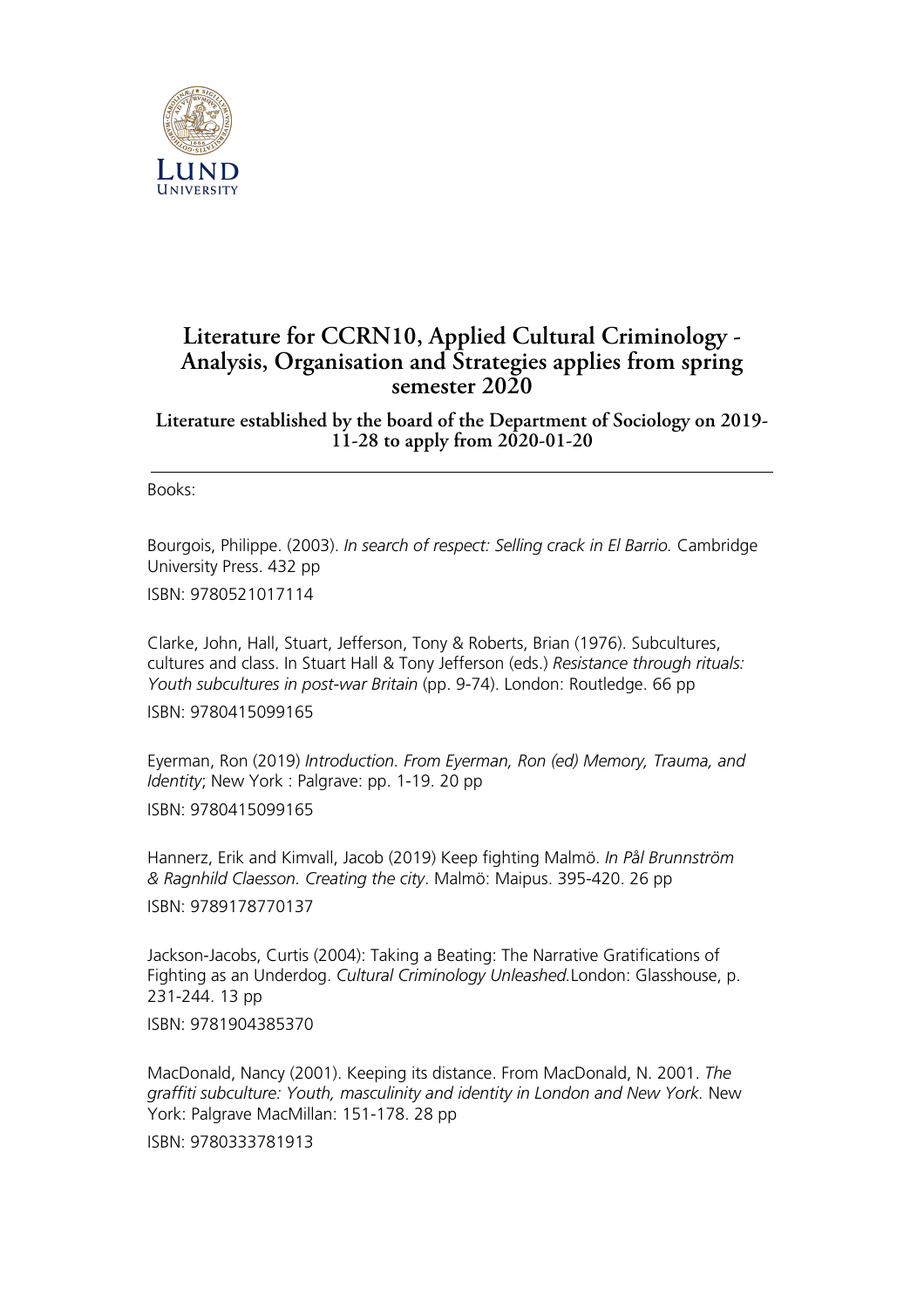# Literature for CCRN10, Applied Cultural Criminology - Analysis, Organisation and Strategies applies from spring semester 2020

## Literature established by the board of the Department of Sociology on 2019-11-28 to apply from 2020-01-20

---

Books:

Bourgois, Philippe. (2003). *In search of respect: Selling crack in El Barrio.* Cambridge University Press. 432 pp

ISBN: 9780521017114

Clarke, John, Hall, Stuart, Jefferson, Tony & Roberts, Brian (1976). Subcultures, cultures and class. In Stuart Hall & Tony Jefferson (eds.) *Resistance through rituals: Youth subcultures in post-war Britain* (pp. 9-74). London: Routledge. 66 pp

ISBN: 9780415099165

Eyerman, Ron (2019) *Introduction. From Eyerman, Ron (ed) Memory, Trauma, and Identity*; New York : Palgrave: pp. 1-19. 20 pp

ISBN: 9780415099165

Hannerz, Erik and Kimvall, Jacob (2019) Keep fighting Malmö. *In Pål Brunnström & Ragnhild Claesson. Creating the city*. Malmö: Maipus. 395-420. 26 pp

ISBN: 9789178770137

Jackson-Jacobs, Curtis (2004): Taking a Beating: The Narrative Gratifications of Fighting as an Underdog. *Cultural Criminology Unleashed.*London: Glasshouse, p. 231-244. 13 pp

ISBN: 9781904385370

MacDonald, Nancy (2001). Keeping its distance. From MacDonald, N. 2001. *The graffiti subculture: Youth, masculinity and identity in London and New York.* New York: Palgrave MacMillan: 151-178. 28 pp

ISBN: 9780333781913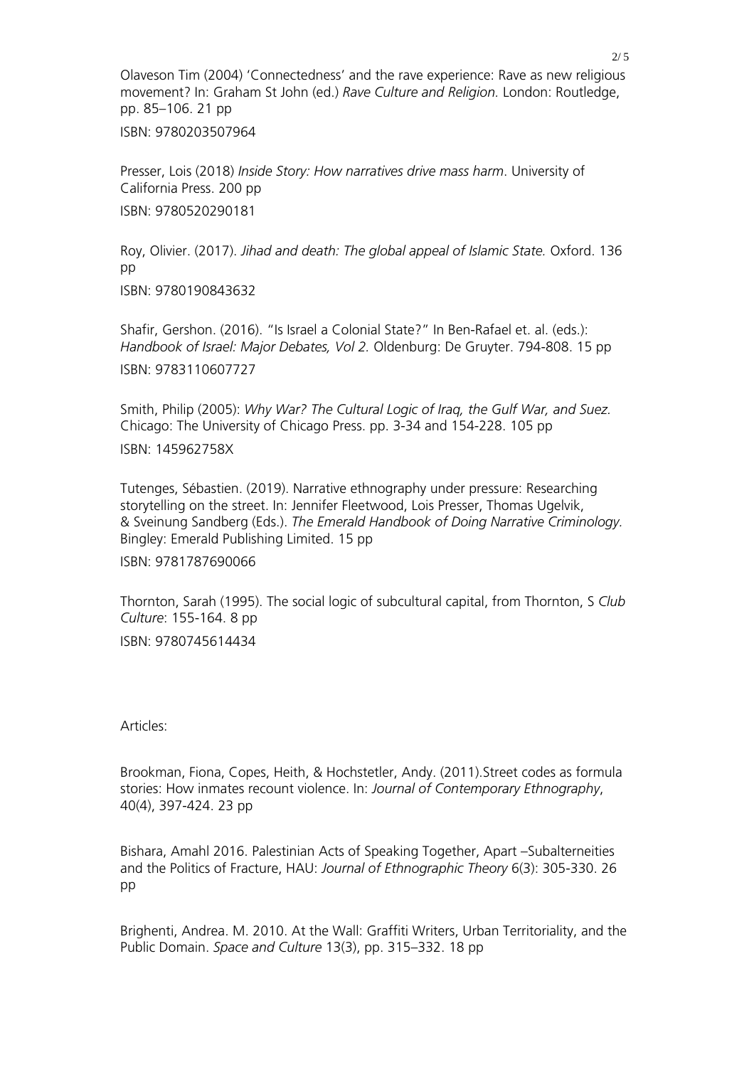Olaveson Tim (2004) 'Connectedness' and the rave experience: Rave as new religious movement? In: Graham St John (ed.) *Rave Culture and Religion.* London: Routledge, pp. 85–106. 21 pp

ISBN: 9780203507964

Presser, Lois (2018) *Inside Story: How narratives drive mass harm*. University of California Press. 200 pp

ISBN: 9780520290181

Roy, Olivier. (2017). *Jihad and death: The global appeal of Islamic State.* Oxford. 136 pp

ISBN: 9780190843632

Shafir, Gershon. (2016). "Is Israel a Colonial State?" In Ben-Rafael et. al. (eds.): *Handbook of Israel: Major Debates, Vol 2.* Oldenburg: De Gruyter. 794-808. 15 pp

ISBN: 9783110607727

Smith, Philip (2005): *Why War? The Cultural Logic of Iraq, the Gulf War, and Suez.* Chicago: The University of Chicago Press. pp. 3-34 and 154-228. 105 pp

ISBN: 145962758X

Tutenges, Sébastien. (2019). Narrative ethnography under pressure: Researching storytelling on the street. In: Jennifer Fleetwood, Lois Presser, Thomas Ugelvik, & Sveinung Sandberg (Eds.). *The Emerald Handbook of Doing Narrative Criminology.* Bingley: Emerald Publishing Limited. 15 pp

ISBN: 9781787690066

Thornton, Sarah (1995). The social logic of subcultural capital, from Thornton, S *Club Culture*: 155-164. 8 pp

ISBN: 9780745614434

Articles:

Brookman, Fiona, Copes, Heith, & Hochstetler, Andy. (2011).Street codes as formula stories: How inmates recount violence. In: *Journal of Contemporary Ethnography*, 40(4), 397-424. 23 pp

Bishara, Amahl 2016. Palestinian Acts of Speaking Together, Apart –Subalterneities and the Politics of Fracture, HAU: *Journal of Ethnographic Theory* 6(3): 305-330. 26 pp

Brighenti, Andrea. M. 2010. At the Wall: Graffiti Writers, Urban Territoriality, and the Public Domain. *Space and Culture* 13(3), pp. 315–332. 18 pp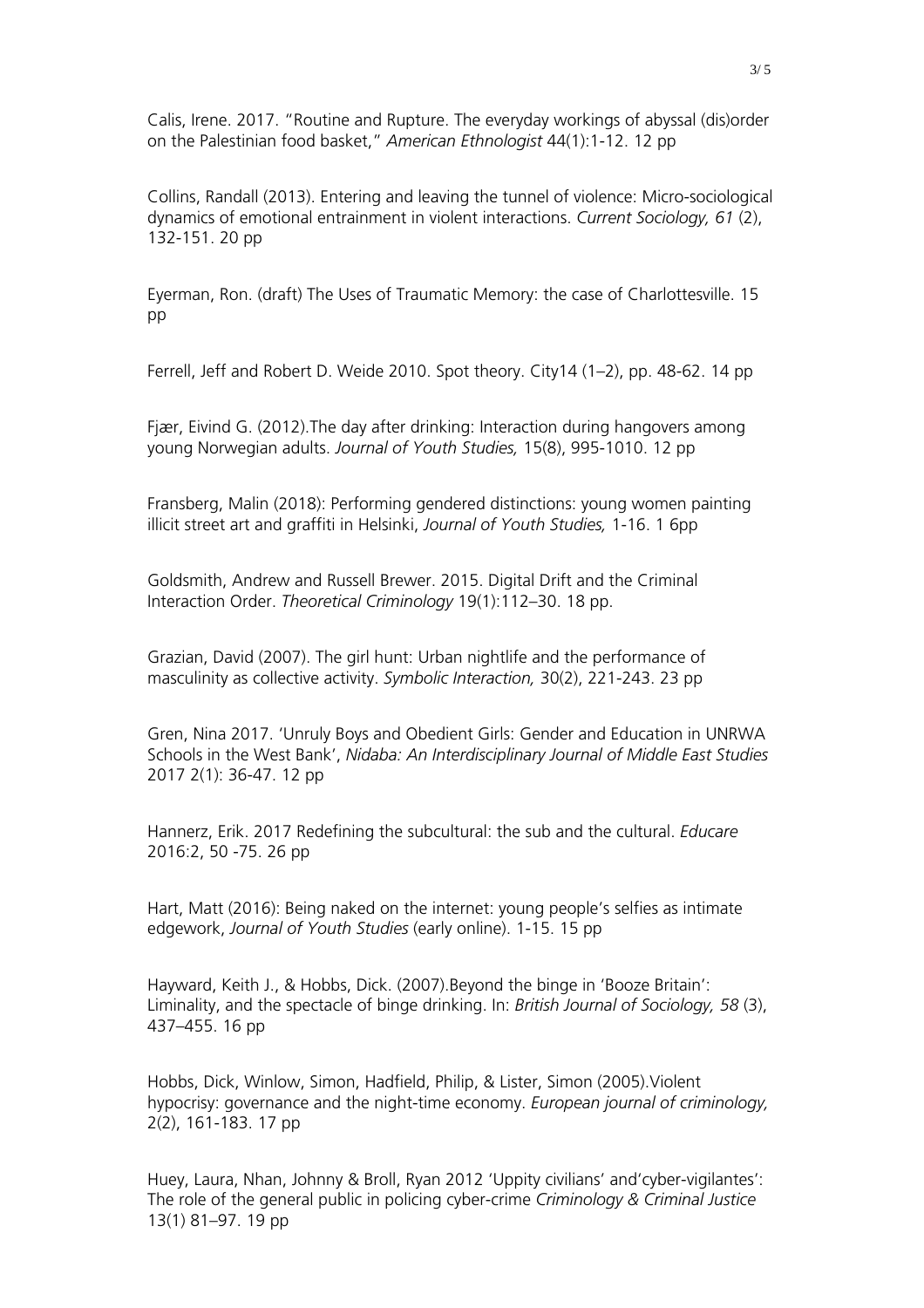Calis, Irene. 2017. "Routine and Rupture. The everyday workings of abyssal (dis)order on the Palestinian food basket," *American Ethnologist* 44(1):1-12. 12 pp

Collins, Randall (2013). Entering and leaving the tunnel of violence: Micro-sociological dynamics of emotional entrainment in violent interactions. *Current Sociology, 61* (2), 132-151. 20 pp

Eyerman, Ron. (draft) The Uses of Traumatic Memory: the case of Charlottesville. 15 pp

Ferrell, Jeff and Robert D. Weide 2010. Spot theory. City14 (1–2), pp. 48-62. 14 pp

Fjær, Eivind G. (2012).The day after drinking: Interaction during hangovers among young Norwegian adults. *Journal of Youth Studies,* 15(8), 995-1010. 12 pp

Fransberg, Malin (2018): Performing gendered distinctions: young women painting illicit street art and graffiti in Helsinki, *Journal of Youth Studies,* 1-16. 1 6pp

Goldsmith, Andrew and Russell Brewer. 2015. Digital Drift and the Criminal Interaction Order. *Theoretical Criminology* 19(1):112–30. 18 pp.

Grazian, David (2007). The girl hunt: Urban nightlife and the performance of masculinity as collective activity. *Symbolic Interaction,* 30(2), 221-243. 23 pp

Gren, Nina 2017. 'Unruly Boys and Obedient Girls: Gender and Education in UNRWA Schools in the West Bank', *Nidaba: An Interdisciplinary Journal of Middle East Studies* 2017 2(1): 36-47. 12 pp

Hannerz, Erik. 2017 Redefining the subcultural: the sub and the cultural. *Educare* 2016:2, 50 -75. 26 pp

Hart, Matt (2016): Being naked on the internet: young people's selfies as intimate edgework, *Journal of Youth Studies* (early online). 1-15. 15 pp

Hayward, Keith J., & Hobbs, Dick. (2007).Beyond the binge in 'Booze Britain': Liminality, and the spectacle of binge drinking. In: *British Journal of Sociology, 58* (3), 437–455. 16 pp

Hobbs, Dick, Winlow, Simon, Hadfield, Philip, & Lister, Simon (2005).Violent hypocrisy: governance and the night-time economy. *European journal of criminology,* 2(2), 161-183. 17 pp

Huey, Laura, Nhan, Johnny & Broll, Ryan 2012 'Uppity civilians' and'cyber-vigilantes': The role of the general public in policing cyber-crime *Criminology & Criminal Justice* 13(1) 81–97. 19 pp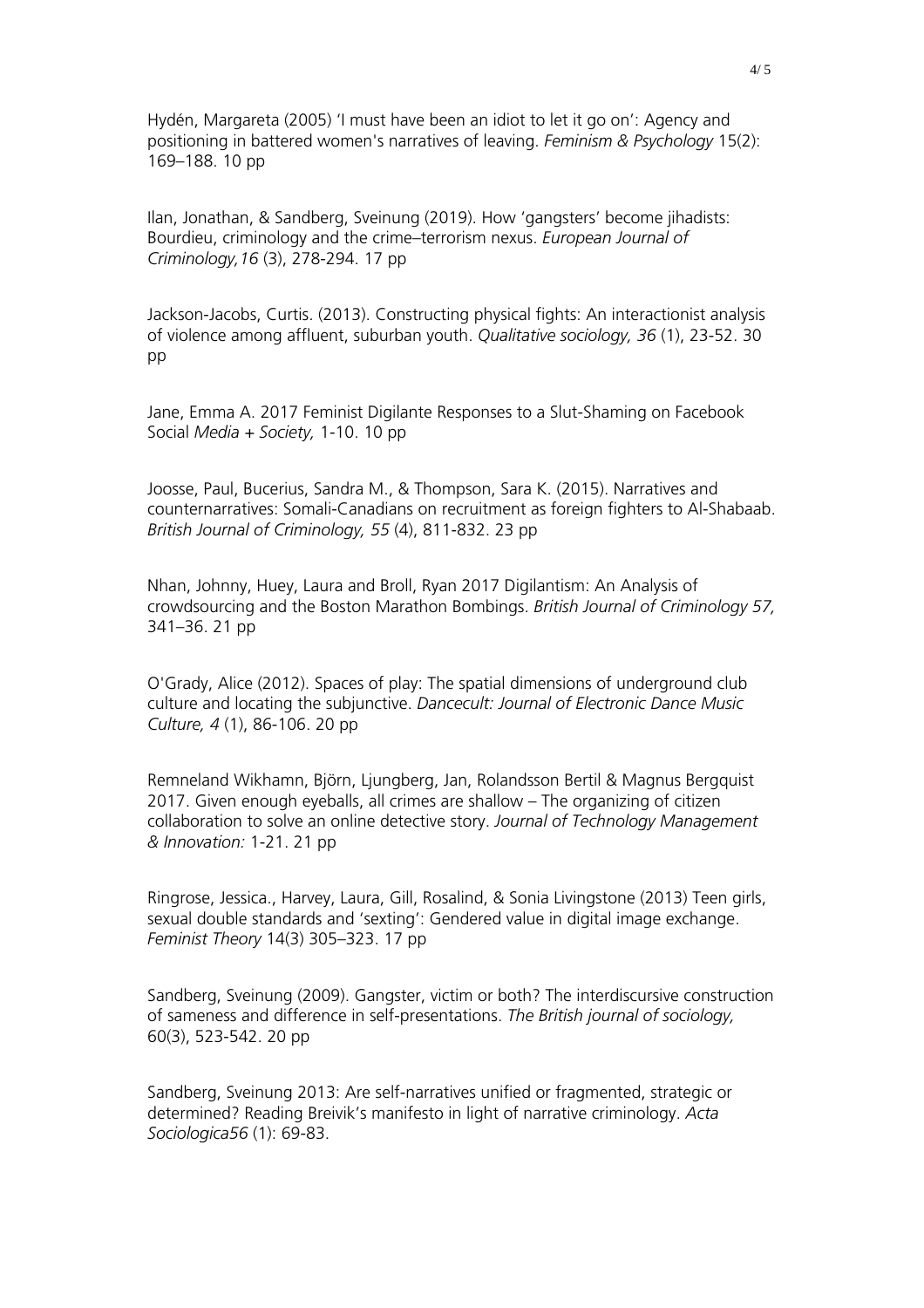Hydén, Margareta (2005) 'I must have been an idiot to let it go on': Agency and positioning in battered women's narratives of leaving. *Feminism & Psychology* 15(2): 169–188. 10 pp

Ilan, Jonathan, & Sandberg, Sveinung (2019). How 'gangsters' become jihadists: Bourdieu, criminology and the crime–terrorism nexus. *European Journal of Criminology,16* (3), 278-294. 17 pp

Jackson-Jacobs, Curtis. (2013). Constructing physical fights: An interactionist analysis of violence among affluent, suburban youth. *Qualitative sociology, 36* (1), 23-52. 30 pp

Jane, Emma A. 2017 Feminist Digilante Responses to a Slut-Shaming on Facebook Social *Media + Society,* 1-10. 10 pp

Joosse, Paul, Bucerius, Sandra M., & Thompson, Sara K. (2015). Narratives and counternarratives: Somali-Canadians on recruitment as foreign fighters to Al-Shabaab. *British Journal of Criminology, 55* (4), 811-832. 23 pp

Nhan, Johnny, Huey, Laura and Broll, Ryan 2017 Digilantism: An Analysis of crowdsourcing and the Boston Marathon Bombings. *British Journal of Criminology 57,* 341–36. 21 pp

O'Grady, Alice (2012). Spaces of play: The spatial dimensions of underground club culture and locating the subjunctive. *Dancecult: Journal of Electronic Dance Music Culture, 4* (1), 86-106. 20 pp

Remneland Wikhamn, Björn, Ljungberg, Jan, Rolandsson Bertil & Magnus Bergquist 2017. Given enough eyeballs, all crimes are shallow – The organizing of citizen collaboration to solve an online detective story. *Journal of Technology Management & Innovation:* 1-21. 21 pp

Ringrose, Jessica., Harvey, Laura, Gill, Rosalind, & Sonia Livingstone (2013) Teen girls, sexual double standards and 'sexting': Gendered value in digital image exchange. *Feminist Theory* 14(3) 305–323. 17 pp

Sandberg, Sveinung (2009). Gangster, victim or both? The interdiscursive construction of sameness and difference in self-presentations. *The British journal of sociology,* 60(3), 523-542. 20 pp

Sandberg, Sveinung 2013: Are self-narratives unified or fragmented, strategic or determined? Reading Breivik's manifesto in light of narrative criminology. *Acta Sociologica56* (1): 69-83.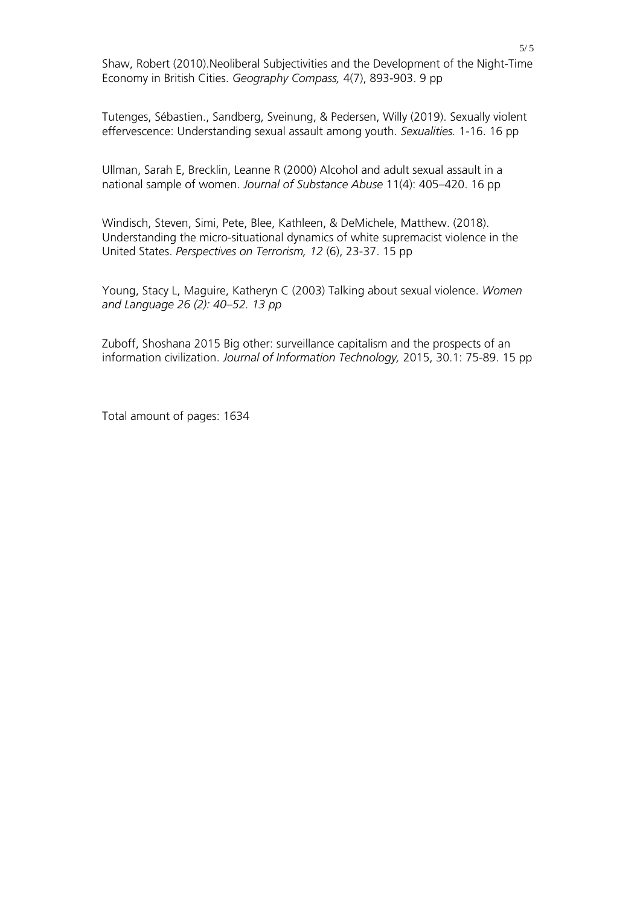Shaw, Robert (2010).Neoliberal Subjectivities and the Development of the Night-Time Economy in British Cities. *Geography Compass,* 4(7), 893-903. 9 pp

Tutenges, Sébastien., Sandberg, Sveinung, & Pedersen, Willy (2019). Sexually violent effervescence: Understanding sexual assault among youth. *Sexualities.* 1-16. 16 pp

Ullman, Sarah E, Brecklin, Leanne R (2000) Alcohol and adult sexual assault in a national sample of women. *Journal of Substance Abuse* 11(4): 405–420. 16 pp

Windisch, Steven, Simi, Pete, Blee, Kathleen, & DeMichele, Matthew. (2018). Understanding the micro-situational dynamics of white supremacist violence in the United States. *Perspectives on Terrorism, 12* (6), 23-37. 15 pp

Young, Stacy L, Maguire, Katheryn C (2003) Talking about sexual violence. *Women and Language 26 (2): 40–52. 13 pp*

Zuboff, Shoshana 2015 Big other: surveillance capitalism and the prospects of an information civilization. *Journal of Information Technology,* 2015, 30.1: 75-89. 15 pp

Total amount of pages: 1634